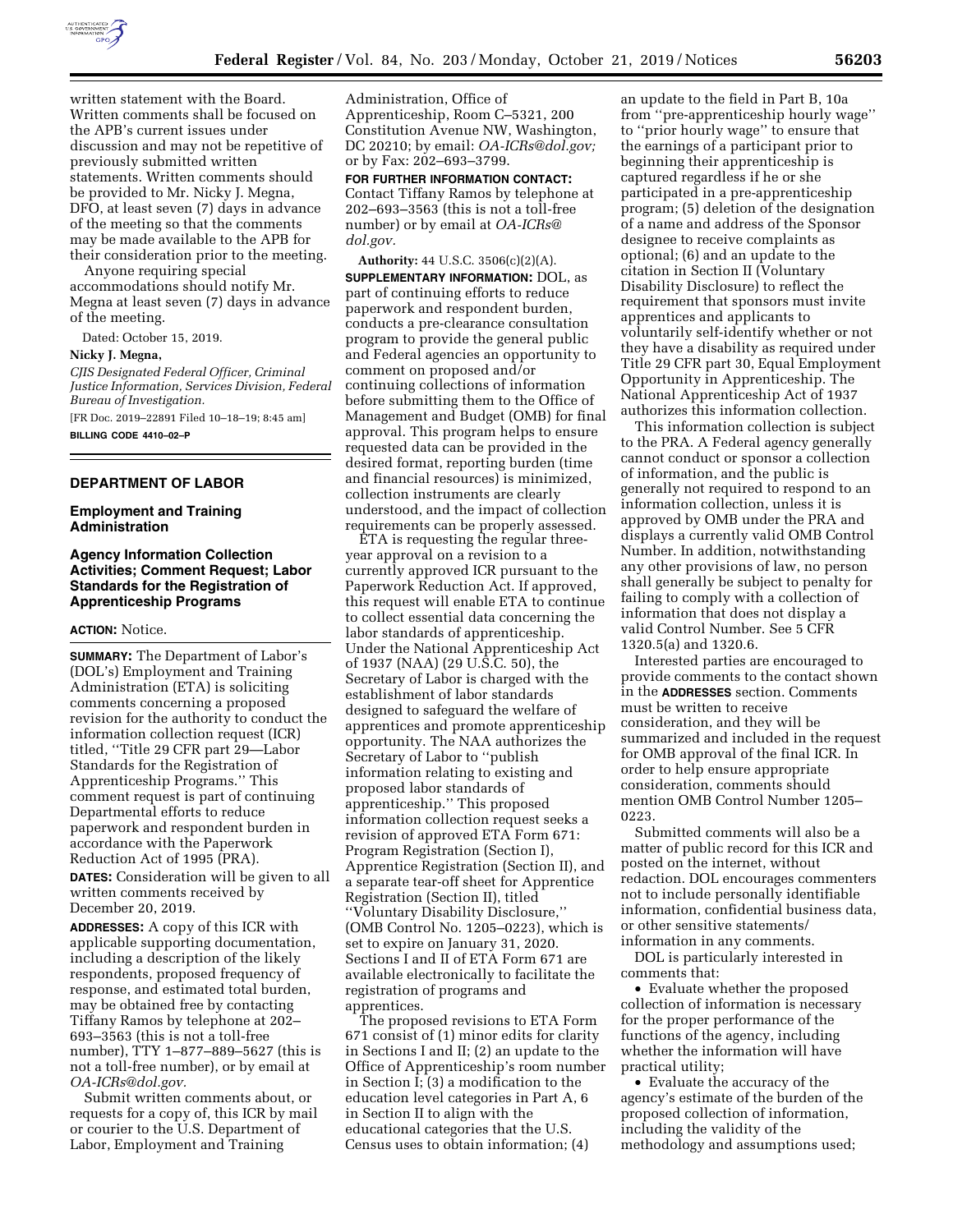written statement with the Board. Written comments shall be focused on the APB's current issues under discussion and may not be repetitive of previously submitted written statements. Written comments should be provided to Mr. Nicky J. Megna, DFO, at least seven (7) days in advance of the meeting so that the comments may be made available to the APB for their consideration prior to the meeting.

Anyone requiring special accommodations should notify Mr. Megna at least seven (7) days in advance of the meeting.

Dated: October 15, 2019.

**Nicky J. Megna,**

*CJIS Designated Federal Officer, Criminal Justice Information, Services Division, Federal Bureau of Investigation.*

[FR Doc. 2019–22891 Filed 10–18–19; 8:45 am]

**BILLING CODE 4410–02–P**

## DEPARTMENT OF LABOR

### Employment and Training Administration

### Agency Information Collection Activities; Comment Request; Labor Standards for the Registration of Apprenticeship Programs

**ACTION:** Notice.

**SUMMARY:** The Department of Labor's (DOL's) Employment and Training Administration (ETA) is soliciting comments concerning a proposed revision for the authority to conduct the information collection request (ICR) titled, ''Title 29 CFR part 29—Labor Standards for the Registration of Apprenticeship Programs.'' This comment request is part of continuing Departmental efforts to reduce paperwork and respondent burden in accordance with the Paperwork Reduction Act of 1995 (PRA).

**DATES:** Consideration will be given to all written comments received by December 20, 2019.

**ADDRESSES:** A copy of this ICR with applicable supporting documentation, including a description of the likely respondents, proposed frequency of response, and estimated total burden, may be obtained free by contacting Tiffany Ramos by telephone at 202–693–3563 (this is not a toll-free number), TTY 1–877–889–5627 (this is not a toll-free number), or by email at *OA-ICRs@dol.gov.*

Submit written comments about, or requests for a copy of, this ICR by mail or courier to the U.S. Department of Labor, Employment and Training Administration, Office of Apprenticeship, Room C–5321, 200 Constitution Avenue NW, Washington, DC 20210; by email: *OA-ICRs@dol.gov;* or by Fax: 202–693–3799.

**FOR FURTHER INFORMATION CONTACT:** Contact Tiffany Ramos by telephone at 202–693–3563 (this is not a toll-free number) or by email at *OA-ICRs@dol.gov.*

**Authority:** 44 U.S.C. 3506(c)(2)(A).

**SUPPLEMENTARY INFORMATION:** DOL, as part of continuing efforts to reduce paperwork and respondent burden, conducts a pre-clearance consultation program to provide the general public and Federal agencies an opportunity to comment on proposed and/or continuing collections of information before submitting them to the Office of Management and Budget (OMB) for final approval. This program helps to ensure requested data can be provided in the desired format, reporting burden (time and financial resources) is minimized, collection instruments are clearly understood, and the impact of collection requirements can be properly assessed.

ETA is requesting the regular three-year approval on a revision to a currently approved ICR pursuant to the Paperwork Reduction Act. If approved, this request will enable ETA to continue to collect essential data concerning the labor standards of apprenticeship. Under the National Apprenticeship Act of 1937 (NAA) (29 U.S.C. 50), the Secretary of Labor is charged with the establishment of labor standards designed to safeguard the welfare of apprentices and promote apprenticeship opportunity. The NAA authorizes the Secretary of Labor to ''publish information relating to existing and proposed labor standards of apprenticeship.'' This proposed information collection request seeks a revision of approved ETA Form 671: Program Registration (Section I), Apprentice Registration (Section II), and a separate tear-off sheet for Apprentice Registration (Section II), titled ''Voluntary Disability Disclosure,'' (OMB Control No. 1205–0223), which is set to expire on January 31, 2020. Sections I and II of ETA Form 671 are available electronically to facilitate the registration of programs and apprentices.

The proposed revisions to ETA Form 671 consist of (1) minor edits for clarity in Sections I and II; (2) an update to the Office of Apprenticeship's room number in Section I; (3) a modification to the education level categories in Part A, 6 in Section II to align with the educational categories that the U.S. Census uses to obtain information; (4) an update to the field in Part B, 10a from ''pre-apprenticeship hourly wage'' to ''prior hourly wage'' to ensure that the earnings of a participant prior to beginning their apprenticeship is captured regardless if he or she participated in a pre-apprenticeship program; (5) deletion of the designation of a name and address of the Sponsor designee to receive complaints as optional; (6) and an update to the citation in Section II (Voluntary Disability Disclosure) to reflect the requirement that sponsors must invite apprentices and applicants to voluntarily self-identify whether or not they have a disability as required under Title 29 CFR part 30, Equal Employment Opportunity in Apprenticeship. The National Apprenticeship Act of 1937 authorizes this information collection.

This information collection is subject to the PRA. A Federal agency generally cannot conduct or sponsor a collection of information, and the public is generally not required to respond to an information collection, unless it is approved by OMB under the PRA and displays a currently valid OMB Control Number. In addition, notwithstanding any other provisions of law, no person shall generally be subject to penalty for failing to comply with a collection of information that does not display a valid Control Number. See 5 CFR 1320.5(a) and 1320.6.

Interested parties are encouraged to provide comments to the contact shown in the **ADDRESSES** section. Comments must be written to receive consideration, and they will be summarized and included in the request for OMB approval of the final ICR. In order to help ensure appropriate consideration, comments should mention OMB Control Number 1205–0223.

Submitted comments will also be a matter of public record for this ICR and posted on the internet, without redaction. DOL encourages commenters not to include personally identifiable information, confidential business data, or other sensitive statements/information in any comments.

DOL is particularly interested in comments that:

- Evaluate whether the proposed collection of information is necessary for the proper performance of the functions of the agency, including whether the information will have practical utility;
- Evaluate the accuracy of the agency's estimate of the burden of the proposed collection of information, including the validity of the methodology and assumptions used;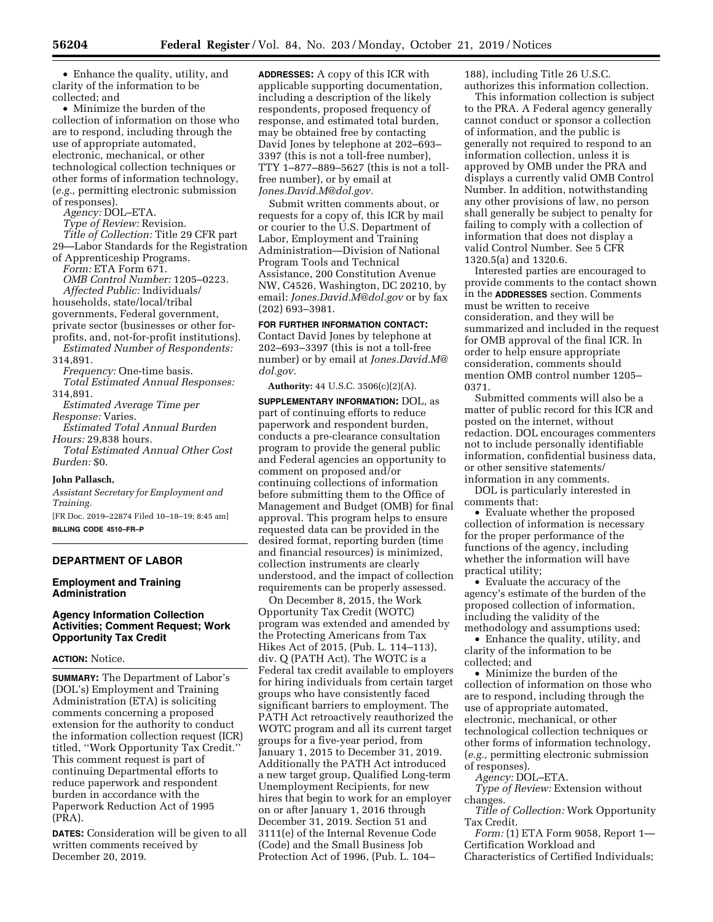- Enhance the quality, utility, and clarity of the information to be collected; and
- Minimize the burden of the collection of information on those who are to respond, including through the use of appropriate automated, electronic, mechanical, or other technological collection techniques or other forms of information technology, (*e.g.,* permitting electronic submission of responses).

*Agency:* DOL–ETA.

*Type of Review:* Revision.

*Title of Collection:* Title 29 CFR part 29—Labor Standards for the Registration of Apprenticeship Programs.

*Form:* ETA Form 671.

*OMB Control Number:* 1205–0223.

*Affected Public:* Individuals/households, state/local/tribal governments, Federal government, private sector (businesses or other for-profits, and, not-for-profit institutions).

*Estimated Number of Respondents:* 314,891.

*Frequency:* One-time basis.

*Total Estimated Annual Responses:* 314,891.

*Estimated Average Time per Response:* Varies.

*Estimated Total Annual Burden Hours:* 29,838 hours.

*Total Estimated Annual Other Cost Burden:* $0.

**John Pallasch,**

*Assistant Secretary for Employment and Training.*

[FR Doc. 2019–22874 Filed 10–18–19; 8:45 am]

**BILLING CODE 4510–FR–P**

---

## DEPARTMENT OF LABOR

### Employment and Training Administration

### Agency Information Collection Activities; Comment Request; Work Opportunity Tax Credit

**ACTION:** Notice.

**SUMMARY:** The Department of Labor's (DOL's) Employment and Training Administration (ETA) is soliciting comments concerning a proposed extension for the authority to conduct the information collection request (ICR) titled, ''Work Opportunity Tax Credit.'' This comment request is part of continuing Departmental efforts to reduce paperwork and respondent burden in accordance with the Paperwork Reduction Act of 1995 (PRA).

**DATES:** Consideration will be given to all written comments received by December 20, 2019.

**ADDRESSES:** A copy of this ICR with applicable supporting documentation, including a description of the likely respondents, proposed frequency of response, and estimated total burden, may be obtained free by contacting David Jones by telephone at 202–693–3397 (this is not a toll-free number), TTY 1–877–889–5627 (this is not a toll-free number), or by email at *Jones.David.M@dol.gov.*

Submit written comments about, or requests for a copy of, this ICR by mail or courier to the U.S. Department of Labor, Employment and Training Administration—Division of National Program Tools and Technical Assistance, 200 Constitution Avenue NW, C4526, Washington, DC 20210, by email: *Jones.David.M@dol.gov* or by fax (202) 693–3981.

**FOR FURTHER INFORMATION CONTACT:** Contact David Jones by telephone at 202–693–3397 (this is not a toll-free number) or by email at *Jones.David.M@dol.gov.*

**Authority:** 44 U.S.C. 3506(c)(2)(A).

**SUPPLEMENTARY INFORMATION:** DOL, as part of continuing efforts to reduce paperwork and respondent burden, conducts a pre-clearance consultation program to provide the general public and Federal agencies an opportunity to comment on proposed and/or continuing collections of information before submitting them to the Office of Management and Budget (OMB) for final approval. This program helps to ensure requested data can be provided in the desired format, reporting burden (time and financial resources) is minimized, collection instruments are clearly understood, and the impact of collection requirements can be properly assessed.

On December 8, 2015, the Work Opportunity Tax Credit (WOTC) program was extended and amended by the Protecting Americans from Tax Hikes Act of 2015, (Pub. L. 114–113), div. Q (PATH Act). The WOTC is a Federal tax credit available to employers for hiring individuals from certain target groups who have consistently faced significant barriers to employment. The PATH Act retroactively reauthorized the WOTC program and all its current target groups for a five-year period, from January 1, 2015 to December 31, 2019. Additionally the PATH Act introduced a new target group, Qualified Long-term Unemployment Recipients, for new hires that begin to work for an employer on or after January 1, 2016 through December 31, 2019. Section 51 and 3111(e) of the Internal Revenue Code (Code) and the Small Business Job Protection Act of 1996, (Pub. L. 104–188), including Title 26 U.S.C. authorizes this information collection.

This information collection is subject to the PRA. A Federal agency generally cannot conduct or sponsor a collection of information, and the public is generally not required to respond to an information collection, unless it is approved by OMB under the PRA and displays a currently valid OMB Control Number. In addition, notwithstanding any other provisions of law, no person shall generally be subject to penalty for failing to comply with a collection of information that does not display a valid Control Number. See 5 CFR 1320.5(a) and 1320.6.

Interested parties are encouraged to provide comments to the contact shown in the **ADDRESSES** section. Comments must be written to receive consideration, and they will be summarized and included in the request for OMB approval of the final ICR. In order to help ensure appropriate consideration, comments should mention OMB control number 1205–0371.

Submitted comments will also be a matter of public record for this ICR and posted on the internet, without redaction. DOL encourages commenters not to include personally identifiable information, confidential business data, or other sensitive statements/information in any comments.

DOL is particularly interested in comments that:

- Evaluate whether the proposed collection of information is necessary for the proper performance of the functions of the agency, including whether the information will have practical utility;
- Evaluate the accuracy of the agency's estimate of the burden of the proposed collection of information, including the validity of the methodology and assumptions used;
- Enhance the quality, utility, and clarity of the information to be collected; and
- Minimize the burden of the collection of information on those who are to respond, including through the use of appropriate automated, electronic, mechanical, or other technological collection techniques or other forms of information technology, (*e.g.,* permitting electronic submission of responses).

*Agency:* DOL–ETA.

*Type of Review:* Extension without changes.

*Title of Collection:* Work Opportunity Tax Credit.

*Form:* (1) ETA Form 9058, Report 1—Certification Workload and Characteristics of Certified Individuals;